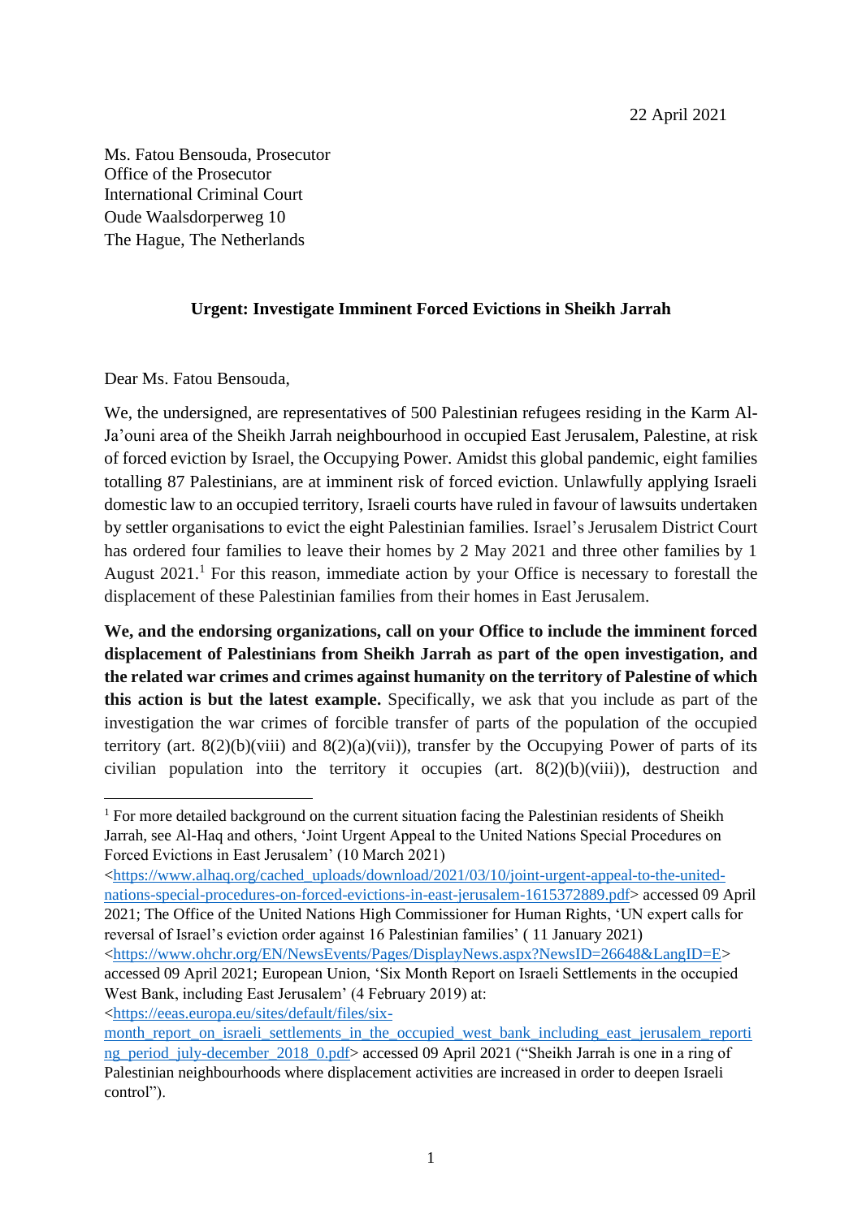22 April 2021

Ms. Fatou Bensouda, Prosecutor
Office of the Prosecutor
International Criminal Court
Oude Waalsdorperweg 10
The Hague, The Netherlands

**Urgent: Investigate Imminent Forced Evictions in Sheikh Jarrah**

Dear Ms. Fatou Bensouda,

We, the undersigned, are representatives of 500 Palestinian refugees residing in the Karm Al-Ja'ouni area of the Sheikh Jarrah neighbourhood in occupied East Jerusalem, Palestine, at risk of forced eviction by Israel, the Occupying Power. Amidst this global pandemic, eight families totalling 87 Palestinians, are at imminent risk of forced eviction. Unlawfully applying Israeli domestic law to an occupied territory, Israeli courts have ruled in favour of lawsuits undertaken by settler organisations to evict the eight Palestinian families. Israel's Jerusalem District Court has ordered four families to leave their homes by 2 May 2021 and three other families by 1 August 2021.[1] For this reason, immediate action by your Office is necessary to forestall the displacement of these Palestinian families from their homes in East Jerusalem.

**We, and the endorsing organizations, call on your Office to include the imminent forced displacement of Palestinians from Sheikh Jarrah as part of the open investigation, and the related war crimes and crimes against humanity on the territory of Palestine of which this action is but the latest example.** Specifically, we ask that you include as part of the investigation the war crimes of forcible transfer of parts of the population of the occupied territory (art. 8(2)(b)(viii) and 8(2)(a)(vii)), transfer by the Occupying Power of parts of its civilian population into the territory it occupies (art. 8(2)(b)(viii)), destruction and

---

[1] For more detailed background on the current situation facing the Palestinian residents of Sheikh Jarrah, see Al-Haq and others, 'Joint Urgent Appeal to the United Nations Special Procedures on Forced Evictions in East Jerusalem' (10 March 2021) <https://www.alhaq.org/cached_uploads/download/2021/03/10/joint-urgent-appeal-to-the-united-nations-special-procedures-on-forced-evictions-in-east-jerusalem-1615372889.pdf> accessed 09 April 2021; The Office of the United Nations High Commissioner for Human Rights, 'UN expert calls for reversal of Israel's eviction order against 16 Palestinian families' ( 11 January 2021) <https://www.ohchr.org/EN/NewsEvents/Pages/DisplayNews.aspx?NewsID=26648&LangID=E> accessed 09 April 2021; European Union, 'Six Month Report on Israeli Settlements in the occupied West Bank, including East Jerusalem' (4 February 2019) at: <https://eeas.europa.eu/sites/default/files/six-month_report_on_israeli_settlements_in_the_occupied_west_bank_including_east_jerusalem_reporting_period_july-december_2018_0.pdf> accessed 09 April 2021 ("Sheikh Jarrah is one in a ring of Palestinian neighbourhoods where displacement activities are increased in order to deepen Israeli control").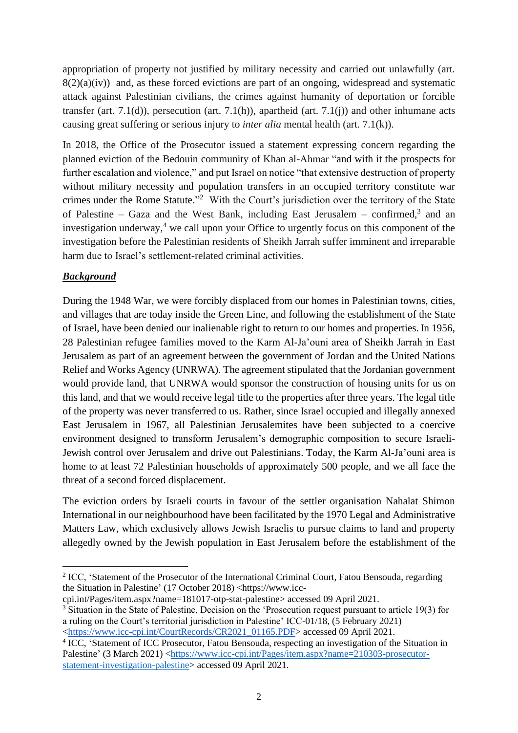appropriation of property not justified by military necessity and carried out unlawfully (art. 8(2)(a)(iv)) and, as these forced evictions are part of an ongoing, widespread and systematic attack against Palestinian civilians, the crimes against humanity of deportation or forcible transfer (art. 7.1(d)), persecution (art. 7.1(h)), apartheid (art. 7.1(j)) and other inhumane acts causing great suffering or serious injury to *inter alia* mental health (art. 7.1(k)).

In 2018, the Office of the Prosecutor issued a statement expressing concern regarding the planned eviction of the Bedouin community of Khan al-Ahmar "and with it the prospects for further escalation and violence," and put Israel on notice "that extensive destruction of property without military necessity and population transfers in an occupied territory constitute war crimes under the Rome Statute."[2] With the Court's jurisdiction over the territory of the State of Palestine – Gaza and the West Bank, including East Jerusalem – confirmed,[3] and an investigation underway,[4] we call upon your Office to urgently focus on this component of the investigation before the Palestinian residents of Sheikh Jarrah suffer imminent and irreparable harm due to Israel's settlement-related criminal activities.

## ***Background***

During the 1948 War, we were forcibly displaced from our homes in Palestinian towns, cities, and villages that are today inside the Green Line, and following the establishment of the State of Israel, have been denied our inalienable right to return to our homes and properties. In 1956, 28 Palestinian refugee families moved to the Karm Al-Ja'ouni area of Sheikh Jarrah in East Jerusalem as part of an agreement between the government of Jordan and the United Nations Relief and Works Agency (UNRWA). The agreement stipulated that the Jordanian government would provide land, that UNRWA would sponsor the construction of housing units for us on this land, and that we would receive legal title to the properties after three years. The legal title of the property was never transferred to us. Rather, since Israel occupied and illegally annexed East Jerusalem in 1967, all Palestinian Jerusalemites have been subjected to a coercive environment designed to transform Jerusalem's demographic composition to secure Israeli-Jewish control over Jerusalem and drive out Palestinians. Today, the Karm Al-Ja'ouni area is home to at least 72 Palestinian households of approximately 500 people, and we all face the threat of a second forced displacement.

The eviction orders by Israeli courts in favour of the settler organisation Nahalat Shimon International in our neighbourhood have been facilitated by the 1970 Legal and Administrative Matters Law, which exclusively allows Jewish Israelis to pursue claims to land and property allegedly owned by the Jewish population in East Jerusalem before the establishment of the

---

[2] ICC, 'Statement of the Prosecutor of the International Criminal Court, Fatou Bensouda, regarding the Situation in Palestine' (17 October 2018) <https://www.icc-cpi.int/Pages/item.aspx?name=181017-otp-stat-palestine> accessed 09 April 2021.

[3] Situation in the State of Palestine, Decision on the 'Prosecution request pursuant to article 19(3) for a ruling on the Court's territorial jurisdiction in Palestine' ICC-01/18, (5 February 2021) <https://www.icc-cpi.int/CourtRecords/CR2021_01165.PDF> accessed 09 April 2021.

[4] ICC, 'Statement of ICC Prosecutor, Fatou Bensouda, respecting an investigation of the Situation in Palestine' (3 March 2021) <https://www.icc-cpi.int/Pages/item.aspx?name=210303-prosecutor-statement-investigation-palestine> accessed 09 April 2021.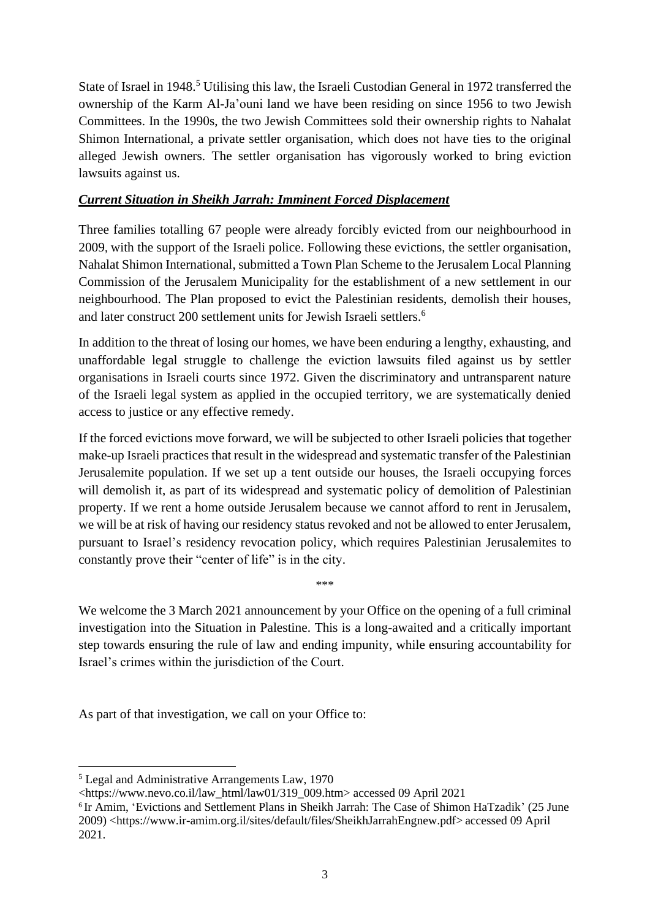State of Israel in 1948.[5] Utilising this law, the Israeli Custodian General in 1972 transferred the ownership of the Karm Al-Ja'ouni land we have been residing on since 1956 to two Jewish Committees. In the 1990s, the two Jewish Committees sold their ownership rights to Nahalat Shimon International, a private settler organisation, which does not have ties to the original alleged Jewish owners. The settler organisation has vigorously worked to bring eviction lawsuits against us.

***Current Situation in Sheikh Jarrah: Imminent Forced Displacement***

Three families totalling 67 people were already forcibly evicted from our neighbourhood in 2009, with the support of the Israeli police. Following these evictions, the settler organisation, Nahalat Shimon International, submitted a Town Plan Scheme to the Jerusalem Local Planning Commission of the Jerusalem Municipality for the establishment of a new settlement in our neighbourhood. The Plan proposed to evict the Palestinian residents, demolish their houses, and later construct 200 settlement units for Jewish Israeli settlers.[6]

In addition to the threat of losing our homes, we have been enduring a lengthy, exhausting, and unaffordable legal struggle to challenge the eviction lawsuits filed against us by settler organisations in Israeli courts since 1972. Given the discriminatory and untransparent nature of the Israeli legal system as applied in the occupied territory, we are systematically denied access to justice or any effective remedy.

If the forced evictions move forward, we will be subjected to other Israeli policies that together make-up Israeli practices that result in the widespread and systematic transfer of the Palestinian Jerusalemite population. If we set up a tent outside our houses, the Israeli occupying forces will demolish it, as part of its widespread and systematic policy of demolition of Palestinian property. If we rent a home outside Jerusalem because we cannot afford to rent in Jerusalem, we will be at risk of having our residency status revoked and not be allowed to enter Jerusalem, pursuant to Israel's residency revocation policy, which requires Palestinian Jerusalemites to constantly prove their "center of life" is in the city.

\*\*\*

We welcome the 3 March 2021 announcement by your Office on the opening of a full criminal investigation into the Situation in Palestine. This is a long-awaited and a critically important step towards ensuring the rule of law and ending impunity, while ensuring accountability for Israel's crimes within the jurisdiction of the Court.

As part of that investigation, we call on your Office to:

---

[5] Legal and Administrative Arrangements Law, 1970 <https://www.nevo.co.il/law_html/law01/319_009.htm> accessed 09 April 2021

[6] Ir Amim, 'Evictions and Settlement Plans in Sheikh Jarrah: The Case of Shimon HaTzadik' (25 June 2009) <https://www.ir-amim.org.il/sites/default/files/SheikhJarrahEngnew.pdf> accessed 09 April 2021.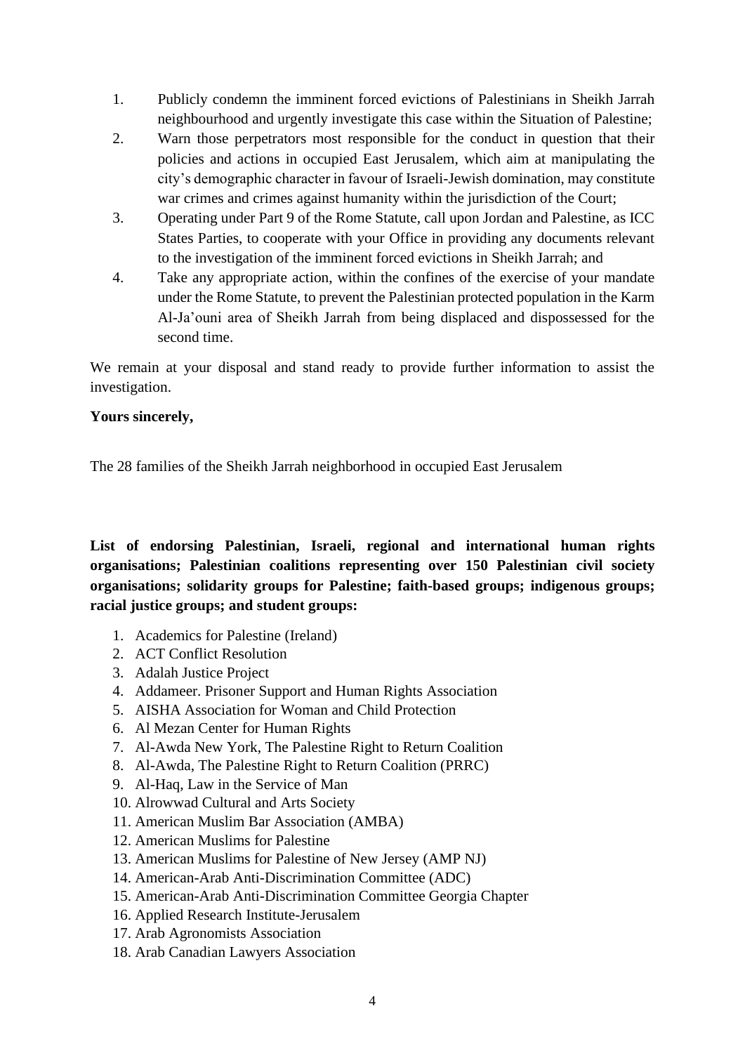1. Publicly condemn the imminent forced evictions of Palestinians in Sheikh Jarrah neighbourhood and urgently investigate this case within the Situation of Palestine;
2. Warn those perpetrators most responsible for the conduct in question that their policies and actions in occupied East Jerusalem, which aim at manipulating the city's demographic character in favour of Israeli-Jewish domination, may constitute war crimes and crimes against humanity within the jurisdiction of the Court;
3. Operating under Part 9 of the Rome Statute, call upon Jordan and Palestine, as ICC States Parties, to cooperate with your Office in providing any documents relevant to the investigation of the imminent forced evictions in Sheikh Jarrah; and
4. Take any appropriate action, within the confines of the exercise of your mandate under the Rome Statute, to prevent the Palestinian protected population in the Karm Al-Ja'ouni area of Sheikh Jarrah from being displaced and dispossessed for the second time.

We remain at your disposal and stand ready to provide further information to assist the investigation.

**Yours sincerely,**

The 28 families of the Sheikh Jarrah neighborhood in occupied East Jerusalem

**List of endorsing Palestinian, Israeli, regional and international human rights organisations; Palestinian coalitions representing over 150 Palestinian civil society organisations; solidarity groups for Palestine; faith-based groups; indigenous groups; racial justice groups; and student groups:**

1. Academics for Palestine (Ireland)
2. ACT Conflict Resolution
3. Adalah Justice Project
4. Addameer. Prisoner Support and Human Rights Association
5. AISHA Association for Woman and Child Protection
6. Al Mezan Center for Human Rights
7. Al-Awda New York, The Palestine Right to Return Coalition
8. Al-Awda, The Palestine Right to Return Coalition (PRRC)
9. Al-Haq, Law in the Service of Man
10. Alrowwad Cultural and Arts Society
11. American Muslim Bar Association (AMBA)
12. American Muslims for Palestine
13. American Muslims for Palestine of New Jersey (AMP NJ)
14. American-Arab Anti-Discrimination Committee (ADC)
15. American-Arab Anti-Discrimination Committee Georgia Chapter
16. Applied Research Institute-Jerusalem
17. Arab Agronomists Association
18. Arab Canadian Lawyers Association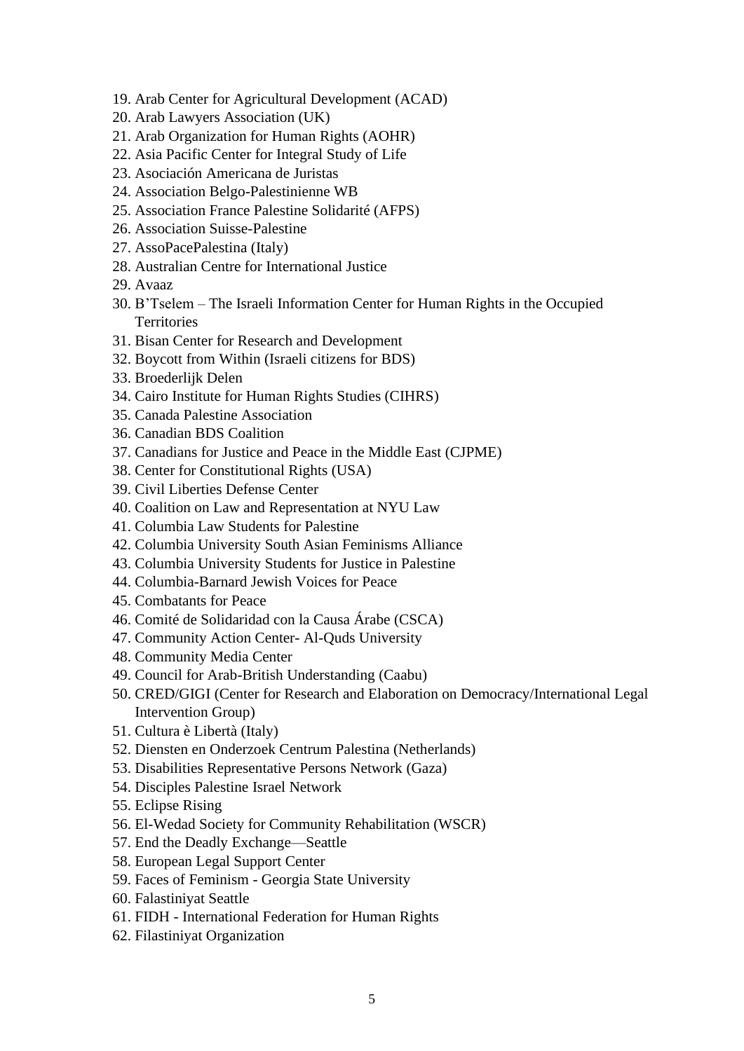19. Arab Center for Agricultural Development (ACAD)
20. Arab Lawyers Association (UK)
21. Arab Organization for Human Rights (AOHR)
22. Asia Pacific Center for Integral Study of Life
23. Asociación Americana de Juristas
24. Association Belgo-Palestinienne WB
25. Association France Palestine Solidarité (AFPS)
26. Association Suisse-Palestine
27. AssoPacePalestina (Italy)
28. Australian Centre for International Justice
29. Avaaz
30. B'Tselem – The Israeli Information Center for Human Rights in the Occupied Territories
31. Bisan Center for Research and Development
32. Boycott from Within (Israeli citizens for BDS)
33. Broederlijk Delen
34. Cairo Institute for Human Rights Studies (CIHRS)
35. Canada Palestine Association
36. Canadian BDS Coalition
37. Canadians for Justice and Peace in the Middle East (CJPME)
38. Center for Constitutional Rights (USA)
39. Civil Liberties Defense Center
40. Coalition on Law and Representation at NYU Law
41. Columbia Law Students for Palestine
42. Columbia University South Asian Feminisms Alliance
43. Columbia University Students for Justice in Palestine
44. Columbia-Barnard Jewish Voices for Peace
45. Combatants for Peace
46. Comité de Solidaridad con la Causa Árabe (CSCA)
47. Community Action Center- Al-Quds University
48. Community Media Center
49. Council for Arab-British Understanding (Caabu)
50. CRED/GIGI (Center for Research and Elaboration on Democracy/International Legal Intervention Group)
51. Cultura è Libertà (Italy)
52. Diensten en Onderzoek Centrum Palestina (Netherlands)
53. Disabilities Representative Persons Network (Gaza)
54. Disciples Palestine Israel Network
55. Eclipse Rising
56. El-Wedad Society for Community Rehabilitation (WSCR)
57. End the Deadly Exchange—Seattle
58. European Legal Support Center
59. Faces of Feminism - Georgia State University
60. Falastiniyat Seattle
61. FIDH - International Federation for Human Rights
62. Filastiniyat Organization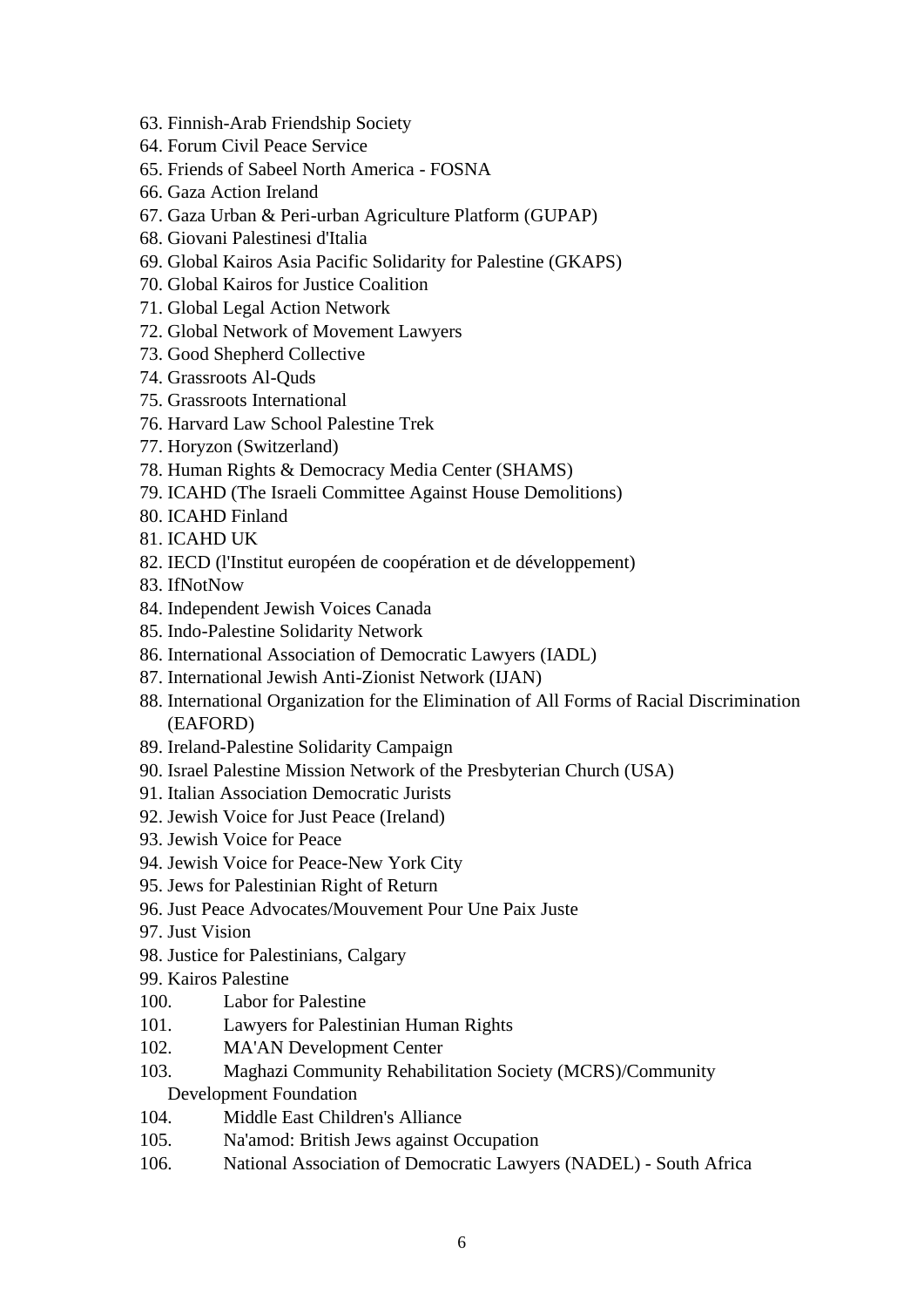63. Finnish-Arab Friendship Society
64. Forum Civil Peace Service
65. Friends of Sabeel North America - FOSNA
66. Gaza Action Ireland
67. Gaza Urban & Peri-urban Agriculture Platform (GUPAP)
68. Giovani Palestinesi d'Italia
69. Global Kairos Asia Pacific Solidarity for Palestine (GKAPS)
70. Global Kairos for Justice Coalition
71. Global Legal Action Network
72. Global Network of Movement Lawyers
73. Good Shepherd Collective
74. Grassroots Al-Quds
75. Grassroots International
76. Harvard Law School Palestine Trek
77. Horyzon (Switzerland)
78. Human Rights & Democracy Media Center (SHAMS)
79. ICAHD (The Israeli Committee Against House Demolitions)
80. ICAHD Finland
81. ICAHD UK
82. IECD (l'Institut européen de coopération et de développement)
83. IfNotNow
84. Independent Jewish Voices Canada
85. Indo-Palestine Solidarity Network
86. International Association of Democratic Lawyers (IADL)
87. International Jewish Anti-Zionist Network (IJAN)
88. International Organization for the Elimination of All Forms of Racial Discrimination (EAFORD)
89. Ireland-Palestine Solidarity Campaign
90. Israel Palestine Mission Network of the Presbyterian Church (USA)
91. Italian Association Democratic Jurists
92. Jewish Voice for Just Peace (Ireland)
93. Jewish Voice for Peace
94. Jewish Voice for Peace-New York City
95. Jews for Palestinian Right of Return
96. Just Peace Advocates/Mouvement Pour Une Paix Juste
97. Just Vision
98. Justice for Palestinians, Calgary
99. Kairos Palestine
100. Labor for Palestine
101. Lawyers for Palestinian Human Rights
102. MA'AN Development Center
103. Maghazi Community Rehabilitation Society (MCRS)/Community Development Foundation
104. Middle East Children's Alliance
105. Na'amod: British Jews against Occupation
106. National Association of Democratic Lawyers (NADEL) - South Africa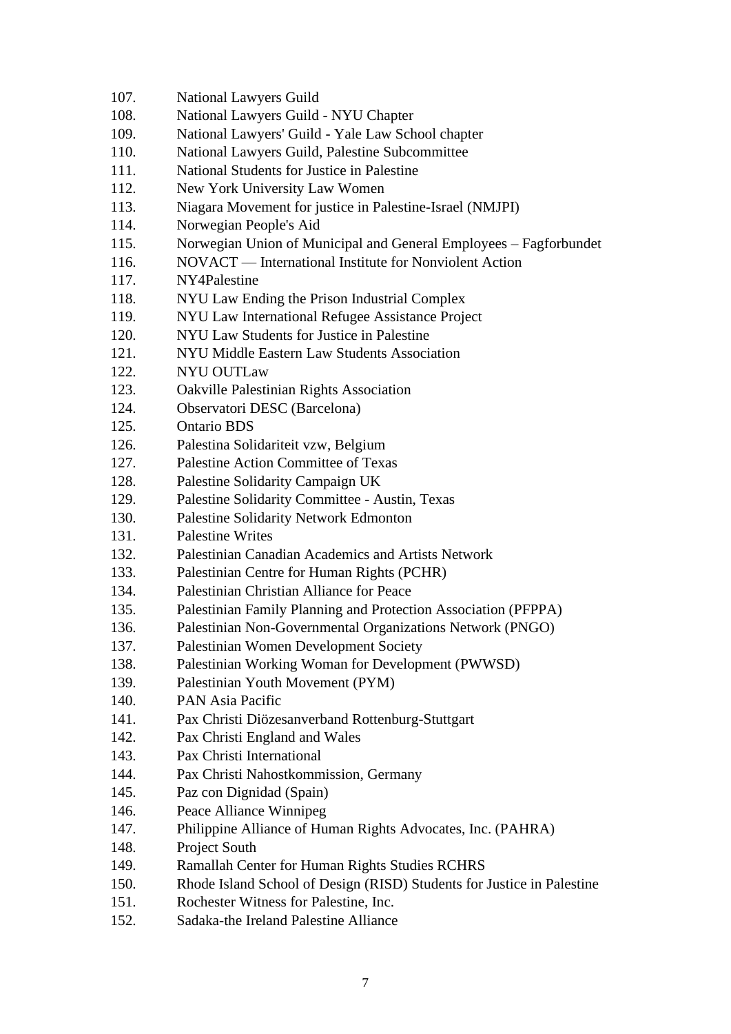107. National Lawyers Guild
108. National Lawyers Guild - NYU Chapter
109. National Lawyers' Guild - Yale Law School chapter
110. National Lawyers Guild, Palestine Subcommittee
111. National Students for Justice in Palestine
112. New York University Law Women
113. Niagara Movement for justice in Palestine-Israel (NMJPI)
114. Norwegian People's Aid
115. Norwegian Union of Municipal and General Employees – Fagforbundet
116. NOVACT — International Institute for Nonviolent Action
117. NY4Palestine
118. NYU Law Ending the Prison Industrial Complex
119. NYU Law International Refugee Assistance Project
120. NYU Law Students for Justice in Palestine
121. NYU Middle Eastern Law Students Association
122. NYU OUTLaw
123. Oakville Palestinian Rights Association
124. Observatori DESC (Barcelona)
125. Ontario BDS
126. Palestina Solidariteit vzw, Belgium
127. Palestine Action Committee of Texas
128. Palestine Solidarity Campaign UK
129. Palestine Solidarity Committee - Austin, Texas
130. Palestine Solidarity Network Edmonton
131. Palestine Writes
132. Palestinian Canadian Academics and Artists Network
133. Palestinian Centre for Human Rights (PCHR)
134. Palestinian Christian Alliance for Peace
135. Palestinian Family Planning and Protection Association (PFPPA)
136. Palestinian Non-Governmental Organizations Network (PNGO)
137. Palestinian Women Development Society
138. Palestinian Working Woman for Development (PWWSD)
139. Palestinian Youth Movement (PYM)
140. PAN Asia Pacific
141. Pax Christi Diözesanverband Rottenburg-Stuttgart
142. Pax Christi England and Wales
143. Pax Christi International
144. Pax Christi Nahostkommission, Germany
145. Paz con Dignidad (Spain)
146. Peace Alliance Winnipeg
147. Philippine Alliance of Human Rights Advocates, Inc. (PAHRA)
148. Project South
149. Ramallah Center for Human Rights Studies RCHRS
150. Rhode Island School of Design (RISD) Students for Justice in Palestine
151. Rochester Witness for Palestine, Inc.
152. Sadaka-the Ireland Palestine Alliance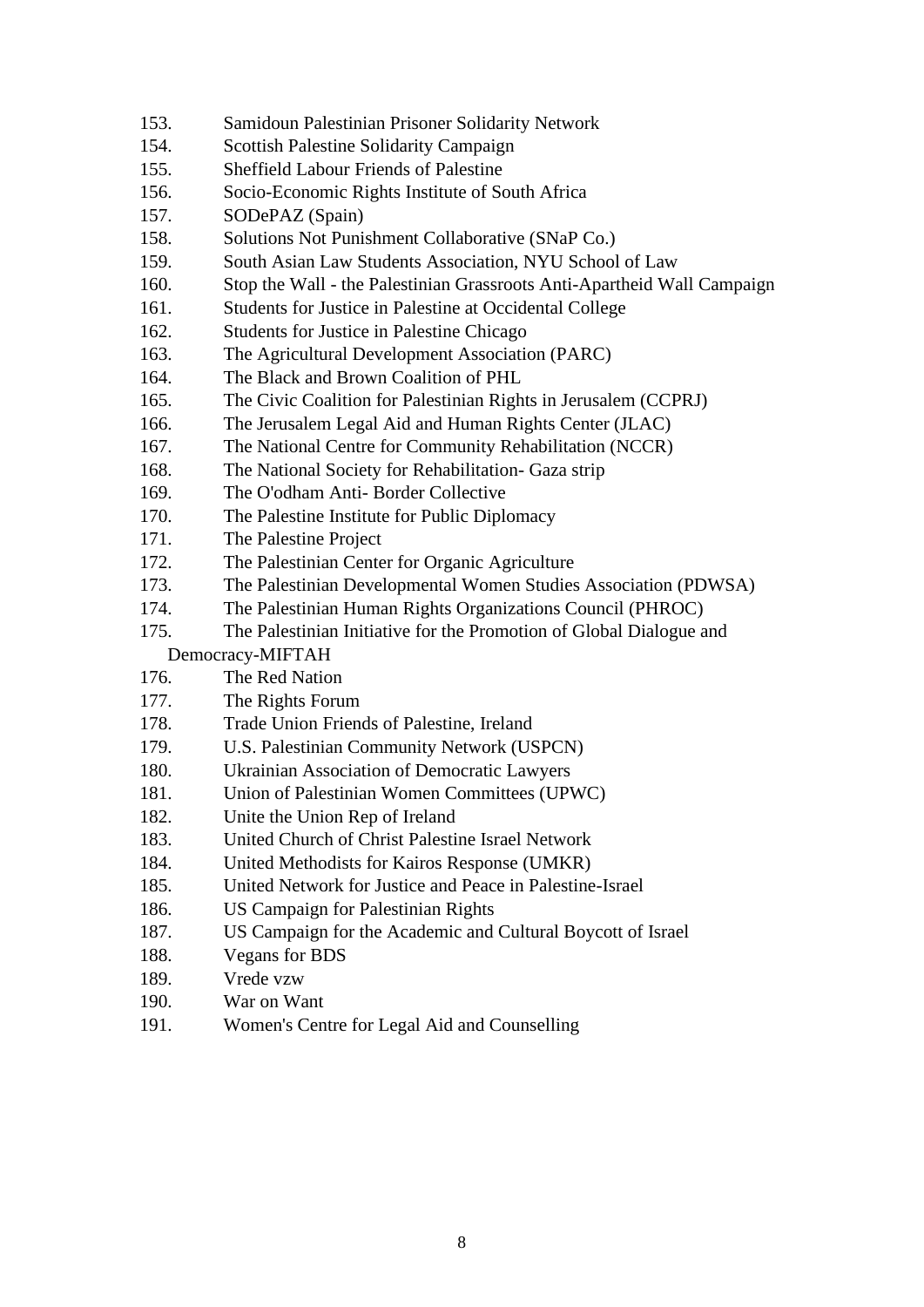153. Samidoun Palestinian Prisoner Solidarity Network
154. Scottish Palestine Solidarity Campaign
155. Sheffield Labour Friends of Palestine
156. Socio-Economic Rights Institute of South Africa
157. SODePAZ (Spain)
158. Solutions Not Punishment Collaborative (SNaP Co.)
159. South Asian Law Students Association, NYU School of Law
160. Stop the Wall - the Palestinian Grassroots Anti-Apartheid Wall Campaign
161. Students for Justice in Palestine at Occidental College
162. Students for Justice in Palestine Chicago
163. The Agricultural Development Association (PARC)
164. The Black and Brown Coalition of PHL
165. The Civic Coalition for Palestinian Rights in Jerusalem (CCPRJ)
166. The Jerusalem Legal Aid and Human Rights Center (JLAC)
167. The National Centre for Community Rehabilitation (NCCR)
168. The National Society for Rehabilitation- Gaza strip
169. The O'odham Anti- Border Collective
170. The Palestine Institute for Public Diplomacy
171. The Palestine Project
172. The Palestinian Center for Organic Agriculture
173. The Palestinian Developmental Women Studies Association (PDWSA)
174. The Palestinian Human Rights Organizations Council (PHROC)
175. The Palestinian Initiative for the Promotion of Global Dialogue and Democracy-MIFTAH
176. The Red Nation
177. The Rights Forum
178. Trade Union Friends of Palestine, Ireland
179. U.S. Palestinian Community Network (USPCN)
180. Ukrainian Association of Democratic Lawyers
181. Union of Palestinian Women Committees (UPWC)
182. Unite the Union Rep of Ireland
183. United Church of Christ Palestine Israel Network
184. United Methodists for Kairos Response (UMKR)
185. United Network for Justice and Peace in Palestine-Israel
186. US Campaign for Palestinian Rights
187. US Campaign for the Academic and Cultural Boycott of Israel
188. Vegans for BDS
189. Vrede vzw
190. War on Want
191. Women's Centre for Legal Aid and Counselling